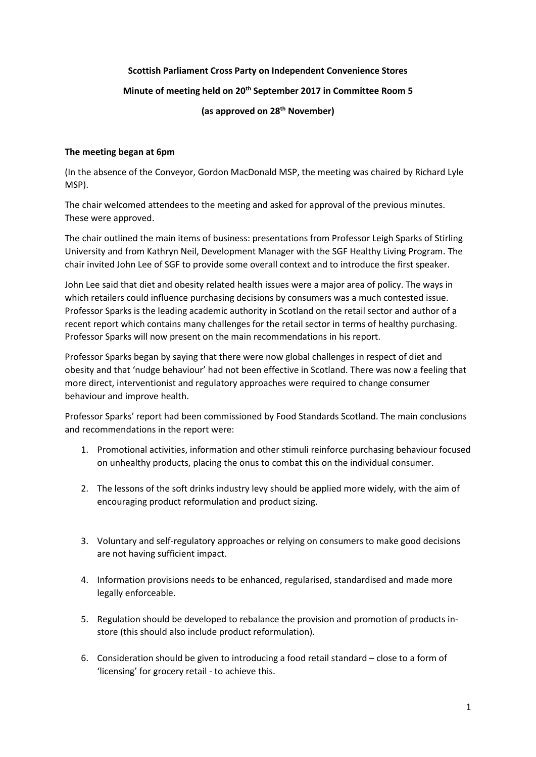**Scottish Parliament Cross Party on Independent Convenience Stores**

**Minute of meeting held on 20th September 2017 in Committee Room 5**

**(as approved on 28th November)**

**The meeting began at 6pm**

(In the absence of the Conveyor, Gordon MacDonald MSP, the meeting was chaired by Richard Lyle MSP).

The chair welcomed attendees to the meeting and asked for approval of the previous minutes. These were approved.

The chair outlined the main items of business: presentations from Professor Leigh Sparks of Stirling University and from Kathryn Neil, Development Manager with the SGF Healthy Living Program. The chair invited John Lee of SGF to provide some overall context and to introduce the first speaker.

John Lee said that diet and obesity related health issues were a major area of policy. The ways in which retailers could influence purchasing decisions by consumers was a much contested issue. Professor Sparks is the leading academic authority in Scotland on the retail sector and author of a recent report which contains many challenges for the retail sector in terms of healthy purchasing. Professor Sparks will now present on the main recommendations in his report.

Professor Sparks began by saying that there were now global challenges in respect of diet and obesity and that 'nudge behaviour' had not been effective in Scotland. There was now a feeling that more direct, interventionist and regulatory approaches were required to change consumer behaviour and improve health.

Professor Sparks' report had been commissioned by Food Standards Scotland. The main conclusions and recommendations in the report were:

1. Promotional activities, information and other stimuli reinforce purchasing behaviour focused on unhealthy products, placing the onus to combat this on the individual consumer.
2. The lessons of the soft drinks industry levy should be applied more widely, with the aim of encouraging product reformulation and product sizing.
3. Voluntary and self-regulatory approaches or relying on consumers to make good decisions are not having sufficient impact.
4. Information provisions needs to be enhanced, regularised, standardised and made more legally enforceable.
5. Regulation should be developed to rebalance the provision and promotion of products in-store (this should also include product reformulation).
6. Consideration should be given to introducing a food retail standard – close to a form of 'licensing' for grocery retail - to achieve this.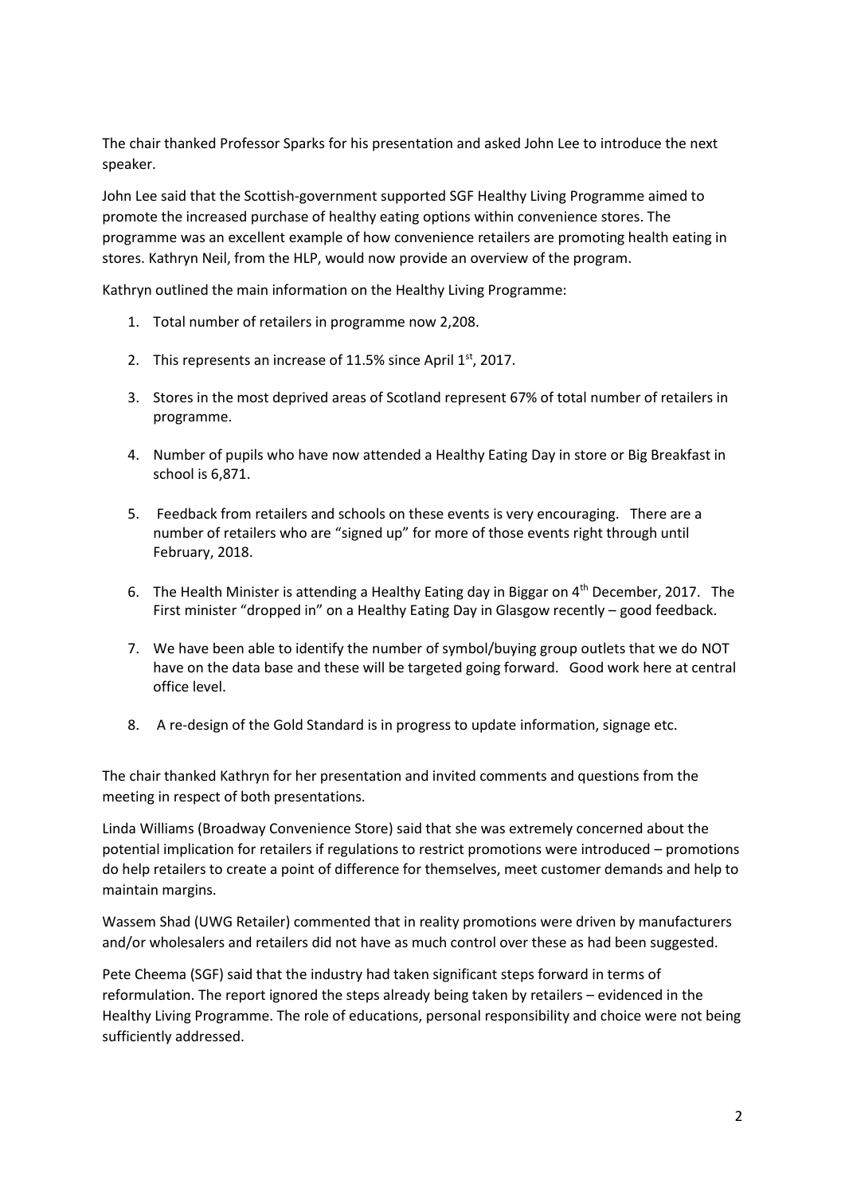The chair thanked Professor Sparks for his presentation and asked John Lee to introduce the next speaker.

John Lee said that the Scottish-government supported SGF Healthy Living Programme aimed to promote the increased purchase of healthy eating options within convenience stores. The programme was an excellent example of how convenience retailers are promoting health eating in stores. Kathryn Neil, from the HLP, would now provide an overview of the program.

Kathryn outlined the main information on the Healthy Living Programme:

1. Total number of retailers in programme now 2,208.
2. This represents an increase of 11.5% since April 1st, 2017.
3. Stores in the most deprived areas of Scotland represent 67% of total number of retailers in programme.
4. Number of pupils who have now attended a Healthy Eating Day in store or Big Breakfast in school is 6,871.
5. Feedback from retailers and schools on these events is very encouraging. There are a number of retailers who are "signed up" for more of those events right through until February, 2018.
6. The Health Minister is attending a Healthy Eating day in Biggar on 4th December, 2017. The First minister "dropped in" on a Healthy Eating Day in Glasgow recently – good feedback.
7. We have been able to identify the number of symbol/buying group outlets that we do NOT have on the data base and these will be targeted going forward. Good work here at central office level.
8. A re-design of the Gold Standard is in progress to update information, signage etc.

The chair thanked Kathryn for her presentation and invited comments and questions from the meeting in respect of both presentations.

Linda Williams (Broadway Convenience Store) said that she was extremely concerned about the potential implication for retailers if regulations to restrict promotions were introduced – promotions do help retailers to create a point of difference for themselves, meet customer demands and help to maintain margins.

Wassem Shad (UWG Retailer) commented that in reality promotions were driven by manufacturers and/or wholesalers and retailers did not have as much control over these as had been suggested.

Pete Cheema (SGF) said that the industry had taken significant steps forward in terms of reformulation. The report ignored the steps already being taken by retailers – evidenced in the Healthy Living Programme. The role of educations, personal responsibility and choice were not being sufficiently addressed.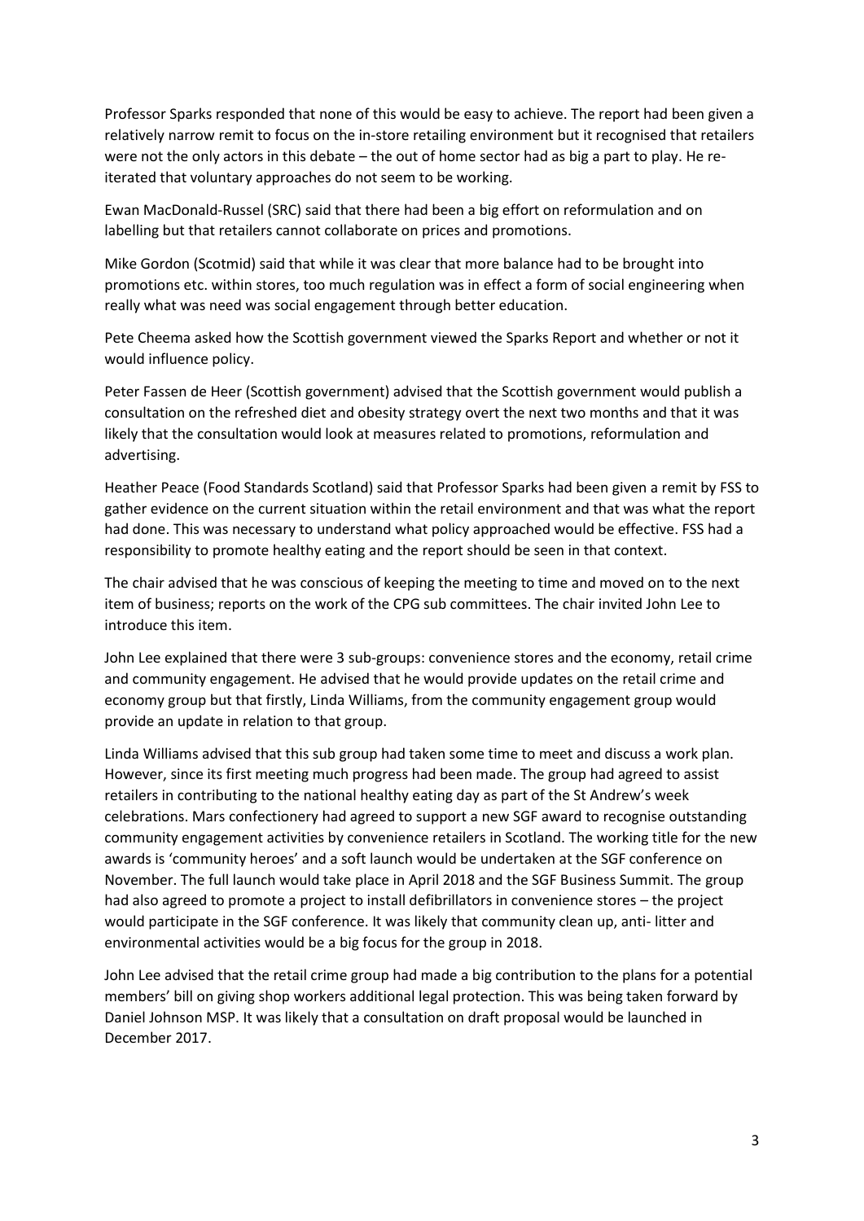Professor Sparks responded that none of this would be easy to achieve. The report had been given a relatively narrow remit to focus on the in-store retailing environment but it recognised that retailers were not the only actors in this debate – the out of home sector had as big a part to play. He re-iterated that voluntary approaches do not seem to be working.

Ewan MacDonald-Russel (SRC) said that there had been a big effort on reformulation and on labelling but that retailers cannot collaborate on prices and promotions.

Mike Gordon (Scotmid) said that while it was clear that more balance had to be brought into promotions etc. within stores, too much regulation was in effect a form of social engineering when really what was need was social engagement through better education.

Pete Cheema asked how the Scottish government viewed the Sparks Report and whether or not it would influence policy.

Peter Fassen de Heer (Scottish government) advised that the Scottish government would publish a consultation on the refreshed diet and obesity strategy overt the next two months and that it was likely that the consultation would look at measures related to promotions, reformulation and advertising.

Heather Peace (Food Standards Scotland) said that Professor Sparks had been given a remit by FSS to gather evidence on the current situation within the retail environment and that was what the report had done. This was necessary to understand what policy approached would be effective. FSS had a responsibility to promote healthy eating and the report should be seen in that context.

The chair advised that he was conscious of keeping the meeting to time and moved on to the next item of business; reports on the work of the CPG sub committees. The chair invited John Lee to introduce this item.

John Lee explained that there were 3 sub-groups: convenience stores and the economy, retail crime and community engagement. He advised that he would provide updates on the retail crime and economy group but that firstly, Linda Williams, from the community engagement group would provide an update in relation to that group.

Linda Williams advised that this sub group had taken some time to meet and discuss a work plan. However, since its first meeting much progress had been made. The group had agreed to assist retailers in contributing to the national healthy eating day as part of the St Andrew's week celebrations. Mars confectionery had agreed to support a new SGF award to recognise outstanding community engagement activities by convenience retailers in Scotland. The working title for the new awards is 'community heroes' and a soft launch would be undertaken at the SGF conference on November. The full launch would take place in April 2018 and the SGF Business Summit. The group had also agreed to promote a project to install defibrillators in convenience stores – the project would participate in the SGF conference. It was likely that community clean up, anti- litter and environmental activities would be a big focus for the group in 2018.

John Lee advised that the retail crime group had made a big contribution to the plans for a potential members' bill on giving shop workers additional legal protection. This was being taken forward by Daniel Johnson MSP. It was likely that a consultation on draft proposal would be launched in December 2017.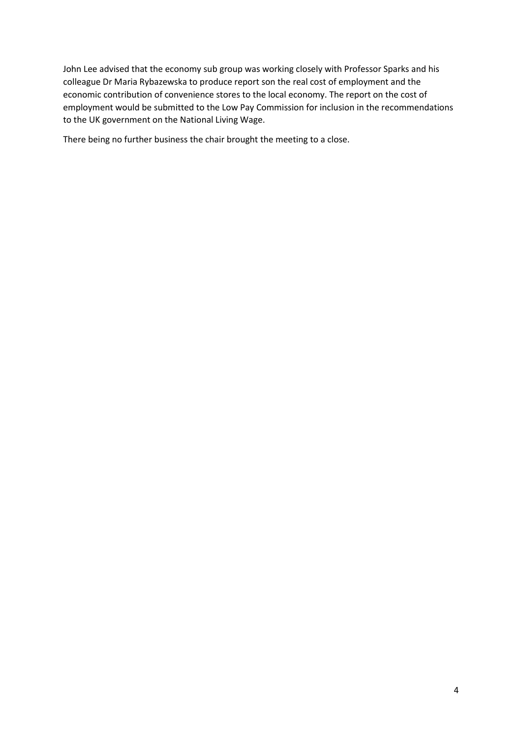John Lee advised that the economy sub group was working closely with Professor Sparks and his colleague Dr Maria Rybazewska to produce report son the real cost of employment and the economic contribution of convenience stores to the local economy. The report on the cost of employment would be submitted to the Low Pay Commission for inclusion in the recommendations to the UK government on the National Living Wage.

There being no further business the chair brought the meeting to a close.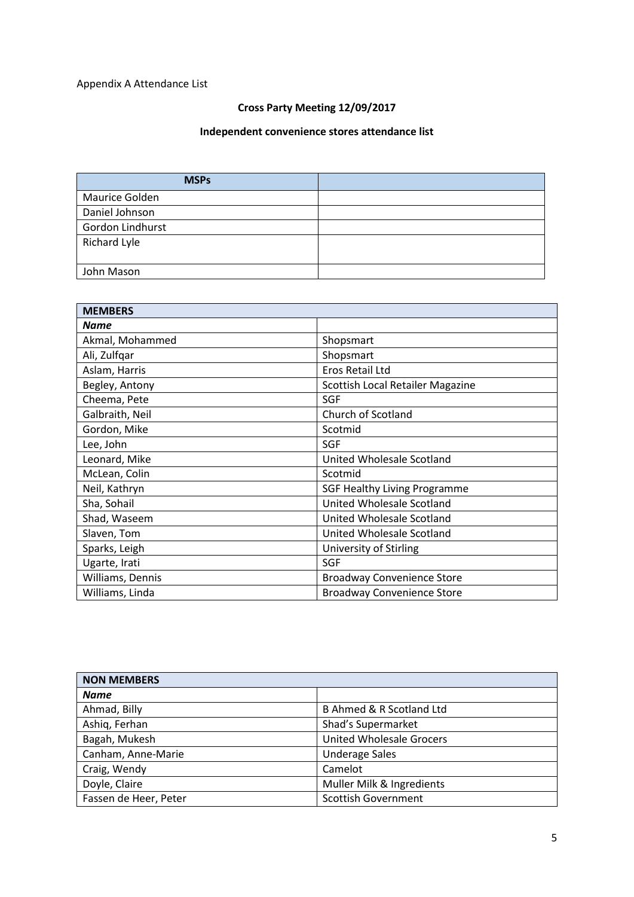Appendix A Attendance List

**Cross Party Meeting 12/09/2017**

**Independent convenience stores attendance list**

| **MSPs** | |
|---|---|
| Maurice Golden | |
| Daniel Johnson | |
| Gordon Lindhurst | |
| Richard Lyle | |
| John Mason | |

| **MEMBERS** | |
|---|---|
| ***Name*** | |
| Akmal, Mohammed | Shopsmart |
| Ali, Zulfqar | Shopsmart |
| Aslam, Harris | Eros Retail Ltd |
| Begley, Antony | Scottish Local Retailer Magazine |
| Cheema, Pete | SGF |
| Galbraith, Neil | Church of Scotland |
| Gordon, Mike | Scotmid |
| Lee, John | SGF |
| Leonard, Mike | United Wholesale Scotland |
| McLean, Colin | Scotmid |
| Neil, Kathryn | SGF Healthy Living Programme |
| Sha, Sohail | United Wholesale Scotland |
| Shad, Waseem | United Wholesale Scotland |
| Slaven, Tom | United Wholesale Scotland |
| Sparks, Leigh | University of Stirling |
| Ugarte, Irati | SGF |
| Williams, Dennis | Broadway Convenience Store |
| Williams, Linda | Broadway Convenience Store |

| **NON MEMBERS** | |
|---|---|
| ***Name*** | |
| Ahmad, Billy | B Ahmed & R Scotland Ltd |
| Ashiq, Ferhan | Shad's Supermarket |
| Bagah, Mukesh | United Wholesale Grocers |
| Canham, Anne-Marie | Underage Sales |
| Craig, Wendy | Camelot |
| Doyle, Claire | Muller Milk & Ingredients |
| Fassen de Heer, Peter | Scottish Government |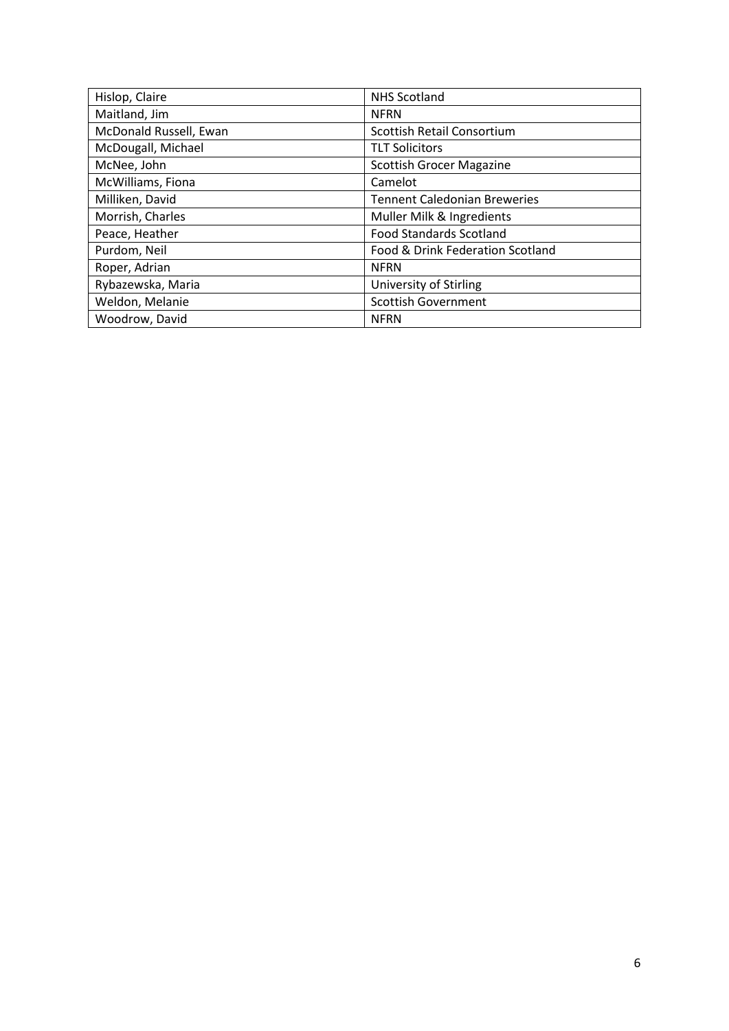| | |
|---|---|
| Hislop, Claire | NHS Scotland |
| Maitland, Jim | NFRN |
| McDonald Russell, Ewan | Scottish Retail Consortium |
| McDougall, Michael | TLT Solicitors |
| McNee, John | Scottish Grocer Magazine |
| McWilliams, Fiona | Camelot |
| Milliken, David | Tennent Caledonian Breweries |
| Morrish, Charles | Muller Milk & Ingredients |
| Peace, Heather | Food Standards Scotland |
| Purdom, Neil | Food & Drink Federation Scotland |
| Roper, Adrian | NFRN |
| Rybazewska, Maria | University of Stirling |
| Weldon, Melanie | Scottish Government |
| Woodrow, David | NFRN |